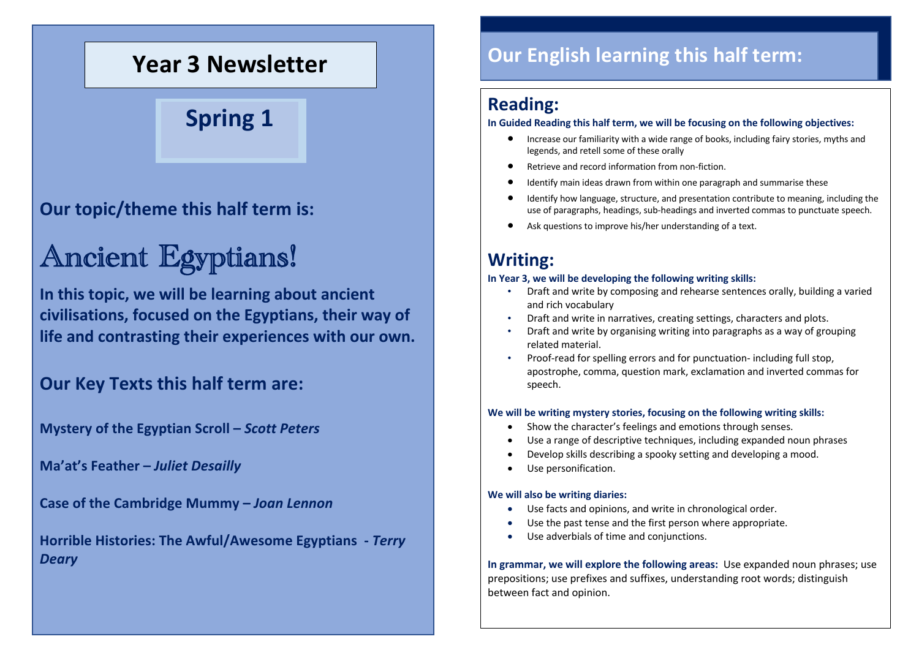# Year 3 Newsletter

## Spring 1

### Our topic/theme this half term is:

# Ancient Egyptians!

**In this topic, we will be learning about ancient civilisations, focused on the Egyptians, their way of life and contrasting their experiences with our own.**

### Our Key Texts this half term are:

**Mystery of the Egyptian Scroll – *Scott Peters***

**Ma'at's Feather – *Juliet Desailly***

**Case of the Cambridge Mummy – *Joan Lennon***

**Horrible Histories: The Awful/Awesome Egyptians - *Terry Deary***

## Our English learning this half term:

## Reading:

**In Guided Reading this half term, we will be focusing on the following objectives:**

- Increase our familiarity with a wide range of books, including fairy stories, myths and legends, and retell some of these orally
- Retrieve and record information from non-fiction.
- Identify main ideas drawn from within one paragraph and summarise these
- Identify how language, structure, and presentation contribute to meaning, including the use of paragraphs, headings, sub-headings and inverted commas to punctuate speech.
- Ask questions to improve his/her understanding of a text.

## Writing:

**In Year 3, we will be developing the following writing skills:**

- Draft and write by composing and rehearse sentences orally, building a varied and rich vocabulary
- Draft and write in narratives, creating settings, characters and plots.
- Draft and write by organising writing into paragraphs as a way of grouping related material.
- Proof-read for spelling errors and for punctuation- including full stop, apostrophe, comma, question mark, exclamation and inverted commas for speech.

**We will be writing mystery stories, focusing on the following writing skills:**

- Show the character's feelings and emotions through senses.
- Use a range of descriptive techniques, including expanded noun phrases
- Develop skills describing a spooky setting and developing a mood.
- Use personification.

**We will also be writing diaries:**

- Use facts and opinions, and write in chronological order.
- Use the past tense and the first person where appropriate.
- Use adverbials of time and conjunctions.

**In grammar, we will explore the following areas:** Use expanded noun phrases; use prepositions; use prefixes and suffixes, understanding root words; distinguish between fact and opinion.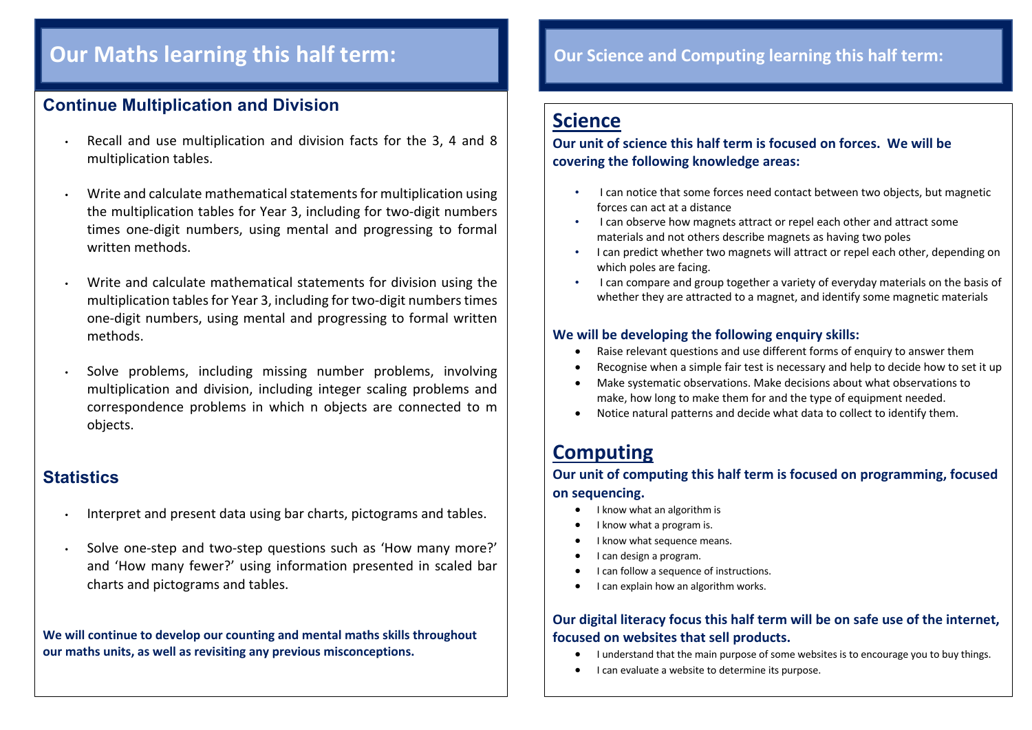# Our Maths learning this half term:

## Continue Multiplication and Division

- Recall and use multiplication and division facts for the 3, 4 and 8 multiplication tables.
- Write and calculate mathematical statements for multiplication using the multiplication tables for Year 3, including for two-digit numbers times one-digit numbers, using mental and progressing to formal written methods.
- Write and calculate mathematical statements for division using the multiplication tables for Year 3, including for two-digit numbers times one-digit numbers, using mental and progressing to formal written methods.
- Solve problems, including missing number problems, involving multiplication and division, including integer scaling problems and correspondence problems in which n objects are connected to m objects.

## Statistics

- Interpret and present data using bar charts, pictograms and tables.
- Solve one-step and two-step questions such as 'How many more?' and 'How many fewer?' using information presented in scaled bar charts and pictograms and tables.

**We will continue to develop our counting and mental maths skills throughout our maths units, as well as revisiting any previous misconceptions.**

# Our Science and Computing learning this half term:

## Science

**Our unit of science this half term is focused on forces. We will be covering the following knowledge areas:**

- I can notice that some forces need contact between two objects, but magnetic forces can act at a distance
- I can observe how magnets attract or repel each other and attract some materials and not others describe magnets as having two poles
- I can predict whether two magnets will attract or repel each other, depending on which poles are facing.
- I can compare and group together a variety of everyday materials on the basis of whether they are attracted to a magnet, and identify some magnetic materials

**We will be developing the following enquiry skills:**

- Raise relevant questions and use different forms of enquiry to answer them
- Recognise when a simple fair test is necessary and help to decide how to set it up
- Make systematic observations. Make decisions about what observations to make, how long to make them for and the type of equipment needed.
- Notice natural patterns and decide what data to collect to identify them.

## Computing

**Our unit of computing this half term is focused on programming, focused on sequencing.**

- I know what an algorithm is
- I know what a program is.
- I know what sequence means.
- I can design a program.
- I can follow a sequence of instructions.
- I can explain how an algorithm works.

**Our digital literacy focus this half term will be on safe use of the internet, focused on websites that sell products.**

- I understand that the main purpose of some websites is to encourage you to buy things.
- I can evaluate a website to determine its purpose.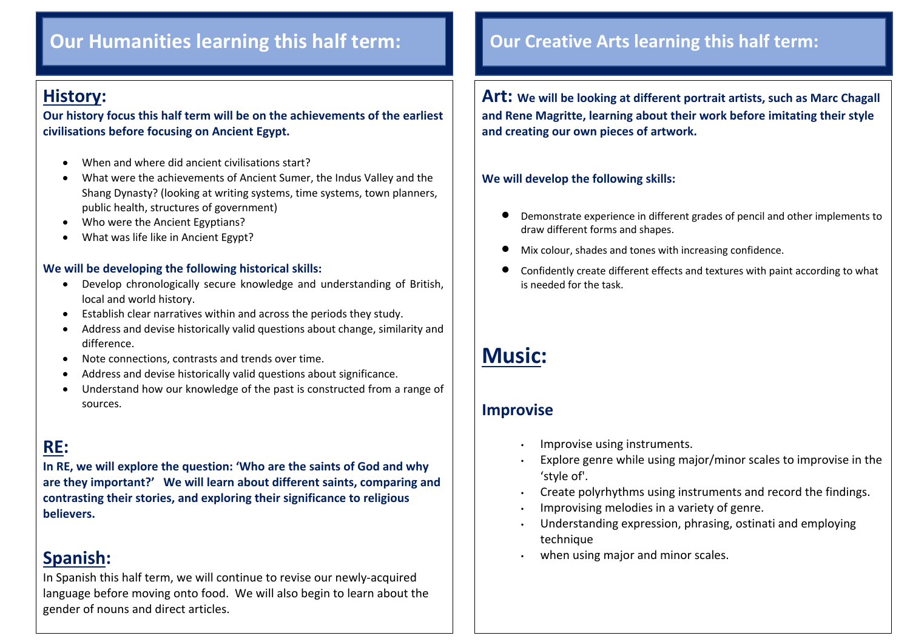# Our Humanities learning this half term:

## History:

**Our history focus this half term will be on the achievements of the earliest civilisations before focusing on Ancient Egypt.**

- When and where did ancient civilisations start?
- What were the achievements of Ancient Sumer, the Indus Valley and the Shang Dynasty? (looking at writing systems, time systems, town planners, public health, structures of government)
- Who were the Ancient Egyptians?
- What was life like in Ancient Egypt?

**We will be developing the following historical skills:**

- Develop chronologically secure knowledge and understanding of British, local and world history.
- Establish clear narratives within and across the periods they study.
- Address and devise historically valid questions about change, similarity and difference.
- Note connections, contrasts and trends over time.
- Address and devise historically valid questions about significance.
- Understand how our knowledge of the past is constructed from a range of sources.

## RE:

**In RE, we will explore the question: 'Who are the saints of God and why are they important?' We will learn about different saints, comparing and contrasting their stories, and exploring their significance to religious believers.**

## Spanish:

In Spanish this half term, we will continue to revise our newly-acquired language before moving onto food. We will also begin to learn about the gender of nouns and direct articles.

# Our Creative Arts learning this half term:

**Art: We will be looking at different portrait artists, such as Marc Chagall and Rene Magritte, learning about their work before imitating their style and creating our own pieces of artwork.**

**We will develop the following skills:**

- Demonstrate experience in different grades of pencil and other implements to draw different forms and shapes.
- Mix colour, shades and tones with increasing confidence.
- Confidently create different effects and textures with paint according to what is needed for the task.

## Music:

### Improvise

- Improvise using instruments.
- Explore genre while using major/minor scales to improvise in the 'style of'.
- Create polyrhythms using instruments and record the findings.
- Improvising melodies in a variety of genre.
- Understanding expression, phrasing, ostinati and employing technique
- when using major and minor scales.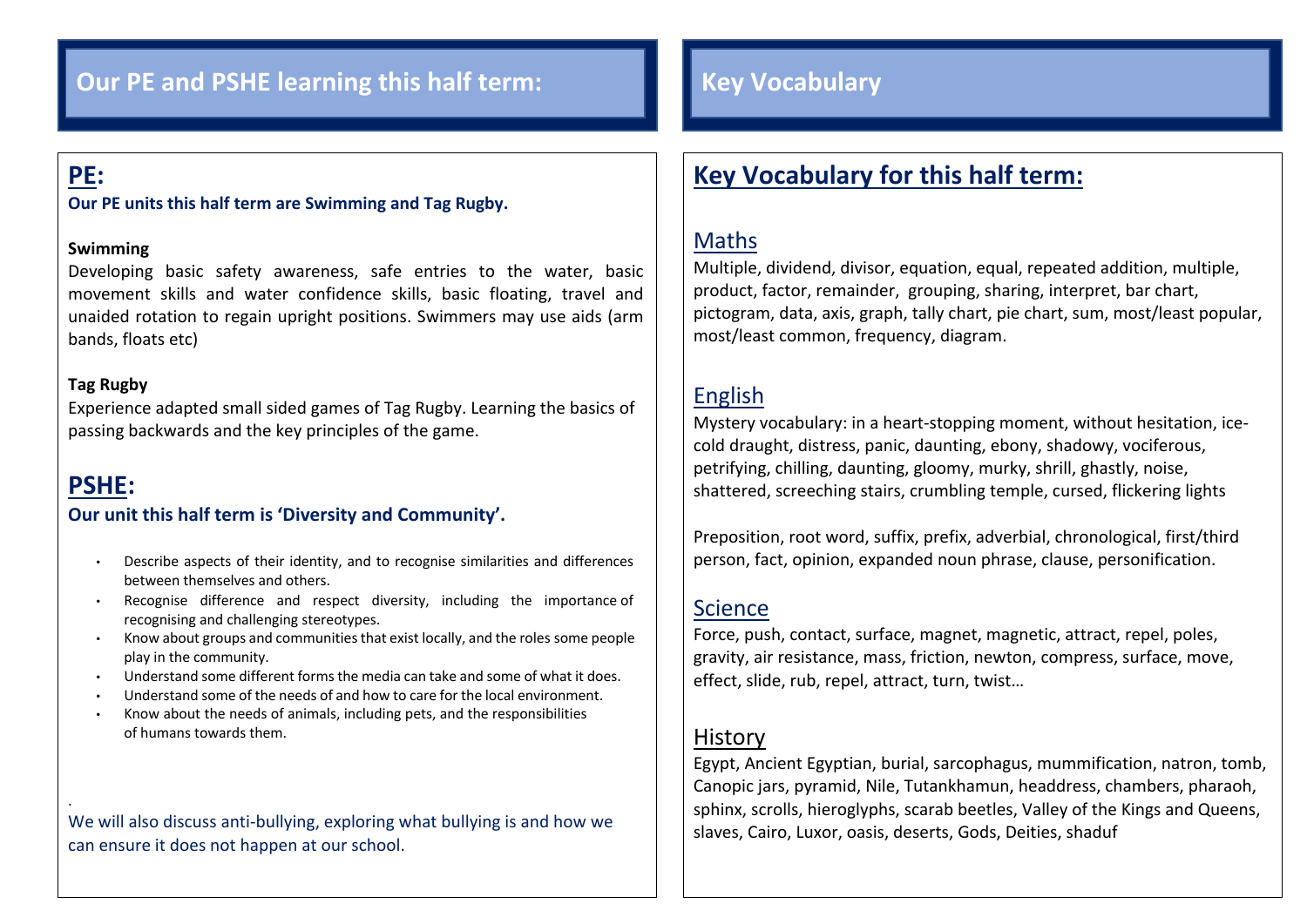## Our PE and PSHE learning this half term:

### PE:

**Our PE units this half term are Swimming and Tag Rugby.**

**Swimming**

Developing basic safety awareness, safe entries to the water, basic movement skills and water confidence skills, basic floating, travel and unaided rotation to regain upright positions. Swimmers may use aids (arm bands, floats etc)

**Tag Rugby**

Experience adapted small sided games of Tag Rugby. Learning the basics of passing backwards and the key principles of the game.

### PSHE:

**Our unit this half term is 'Diversity and Community'.**

- Describe aspects of their identity, and to recognise similarities and differences between themselves and others.
- Recognise difference and respect diversity, including the importance of recognising and challenging stereotypes.
- Know about groups and communities that exist locally, and the roles some people play in the community.
- Understand some different forms the media can take and some of what it does.
- Understand some of the needs of and how to care for the local environment.
- Know about the needs of animals, including pets, and the responsibilities of humans towards them.

.

We will also discuss anti-bullying, exploring what bullying is and how we can ensure it does not happen at our school.

## Key Vocabulary

### Key Vocabulary for this half term:

#### Maths

Multiple, dividend, divisor, equation, equal, repeated addition, multiple, product, factor, remainder, grouping, sharing, interpret, bar chart, pictogram, data, axis, graph, tally chart, pie chart, sum, most/least popular, most/least common, frequency, diagram.

#### English

Mystery vocabulary: in a heart-stopping moment, without hesitation, ice-cold draught, distress, panic, daunting, ebony, shadowy, vociferous, petrifying, chilling, daunting, gloomy, murky, shrill, ghastly, noise, shattered, screeching stairs, crumbling temple, cursed, flickering lights

Preposition, root word, suffix, prefix, adverbial, chronological, first/third person, fact, opinion, expanded noun phrase, clause, personification.

#### Science

Force, push, contact, surface, magnet, magnetic, attract, repel, poles, gravity, air resistance, mass, friction, newton, compress, surface, move, effect, slide, rub, repel, attract, turn, twist…

#### History

Egypt, Ancient Egyptian, burial, sarcophagus, mummification, natron, tomb, Canopic jars, pyramid, Nile, Tutankhamun, headdress, chambers, pharaoh, sphinx, scrolls, hieroglyphs, scarab beetles, Valley of the Kings and Queens, slaves, Cairo, Luxor, oasis, deserts, Gods, Deities, shaduf